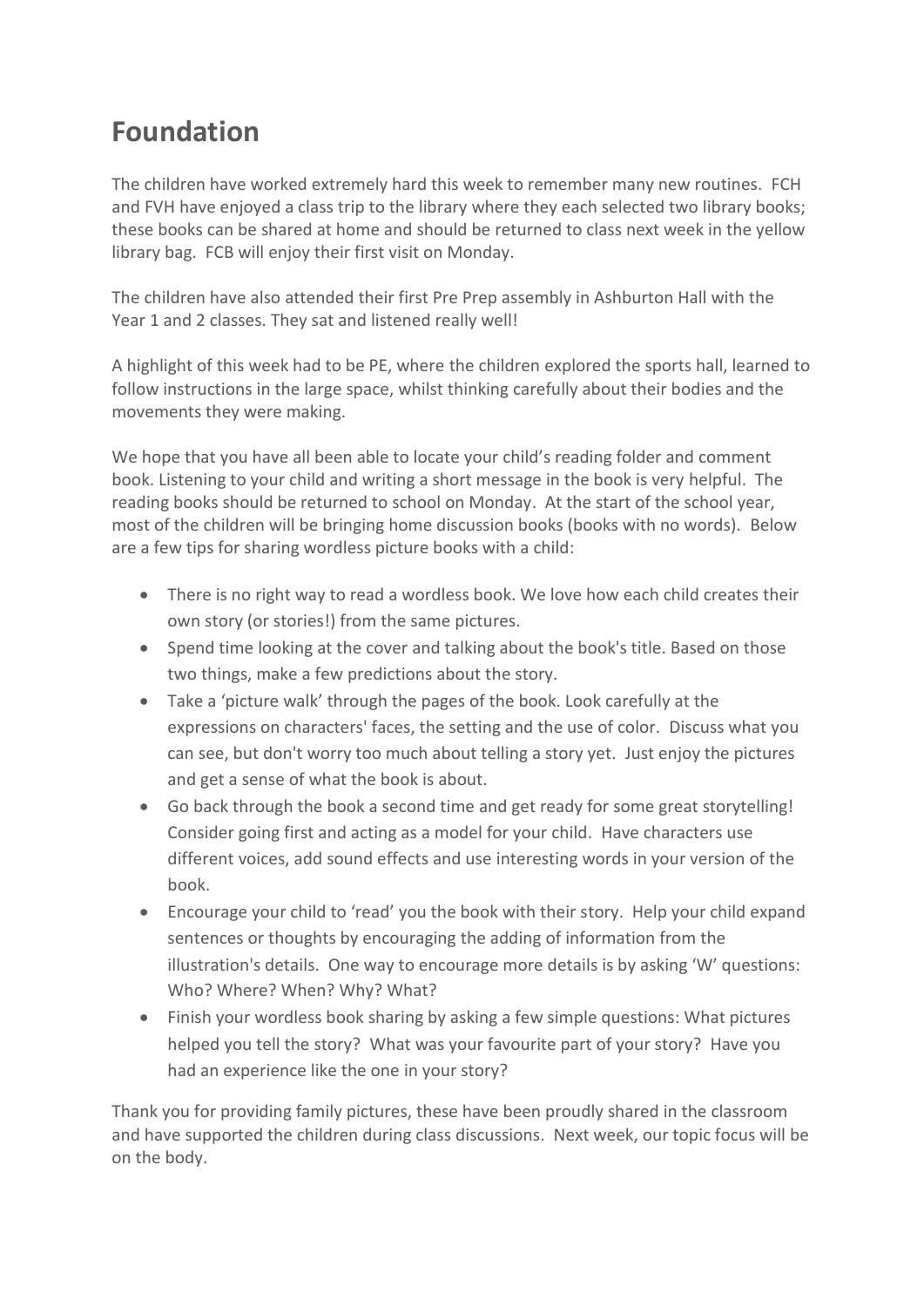# Foundation

The children have worked extremely hard this week to remember many new routines. FCH and FVH have enjoyed a class trip to the library where they each selected two library books; these books can be shared at home and should be returned to class next week in the yellow library bag. FCB will enjoy their first visit on Monday.

The children have also attended their first Pre Prep assembly in Ashburton Hall with the Year 1 and 2 classes. They sat and listened really well!

A highlight of this week had to be PE, where the children explored the sports hall, learned to follow instructions in the large space, whilst thinking carefully about their bodies and the movements they were making.

We hope that you have all been able to locate your child's reading folder and comment book. Listening to your child and writing a short message in the book is very helpful. The reading books should be returned to school on Monday. At the start of the school year, most of the children will be bringing home discussion books (books with no words). Below are a few tips for sharing wordless picture books with a child:

- There is no right way to read a wordless book. We love how each child creates their own story (or stories!) from the same pictures.
- Spend time looking at the cover and talking about the book's title. Based on those two things, make a few predictions about the story.
- Take a 'picture walk' through the pages of the book. Look carefully at the expressions on characters' faces, the setting and the use of color. Discuss what you can see, but don't worry too much about telling a story yet. Just enjoy the pictures and get a sense of what the book is about.
- Go back through the book a second time and get ready for some great storytelling! Consider going first and acting as a model for your child. Have characters use different voices, add sound effects and use interesting words in your version of the book.
- Encourage your child to 'read' you the book with their story. Help your child expand sentences or thoughts by encouraging the adding of information from the illustration's details. One way to encourage more details is by asking 'W' questions: Who? Where? When? Why? What?
- Finish your wordless book sharing by asking a few simple questions: What pictures helped you tell the story? What was your favourite part of your story? Have you had an experience like the one in your story?

Thank you for providing family pictures, these have been proudly shared in the classroom and have supported the children during class discussions. Next week, our topic focus will be on the body.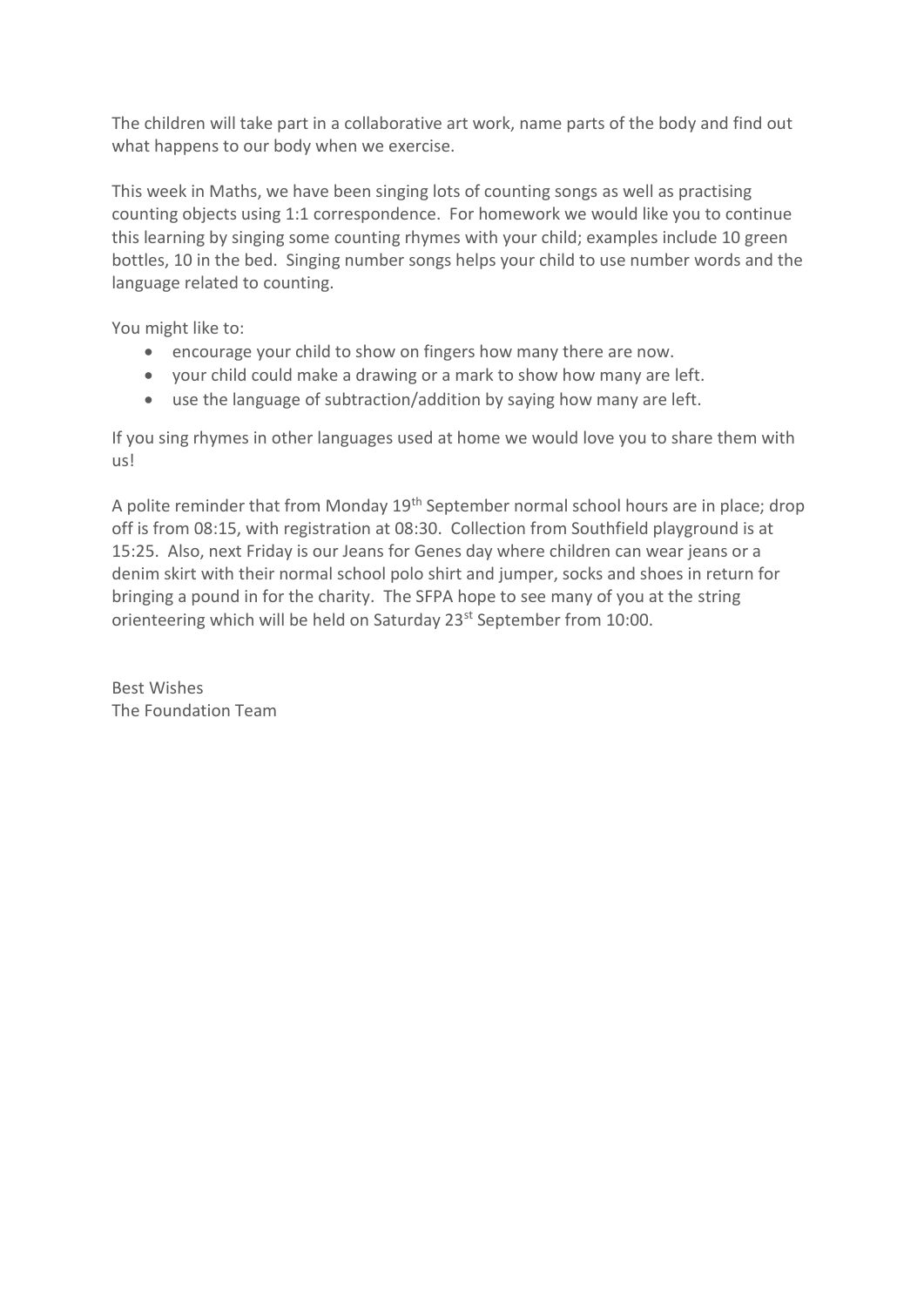The children will take part in a collaborative art work, name parts of the body and find out what happens to our body when we exercise.

This week in Maths, we have been singing lots of counting songs as well as practising counting objects using 1:1 correspondence. For homework we would like you to continue this learning by singing some counting rhymes with your child; examples include 10 green bottles, 10 in the bed. Singing number songs helps your child to use number words and the language related to counting.

You might like to:

- encourage your child to show on fingers how many there are now.
- your child could make a drawing or a mark to show how many are left.
- use the language of subtraction/addition by saying how many are left.

If you sing rhymes in other languages used at home we would love you to share them with us!

A polite reminder that from Monday 19th September normal school hours are in place; drop off is from 08:15, with registration at 08:30. Collection from Southfield playground is at 15:25. Also, next Friday is our Jeans for Genes day where children can wear jeans or a denim skirt with their normal school polo shirt and jumper, socks and shoes in return for bringing a pound in for the charity. The SFPA hope to see many of you at the string orienteering which will be held on Saturday 23rd September from 10:00.

Best Wishes
The Foundation Team